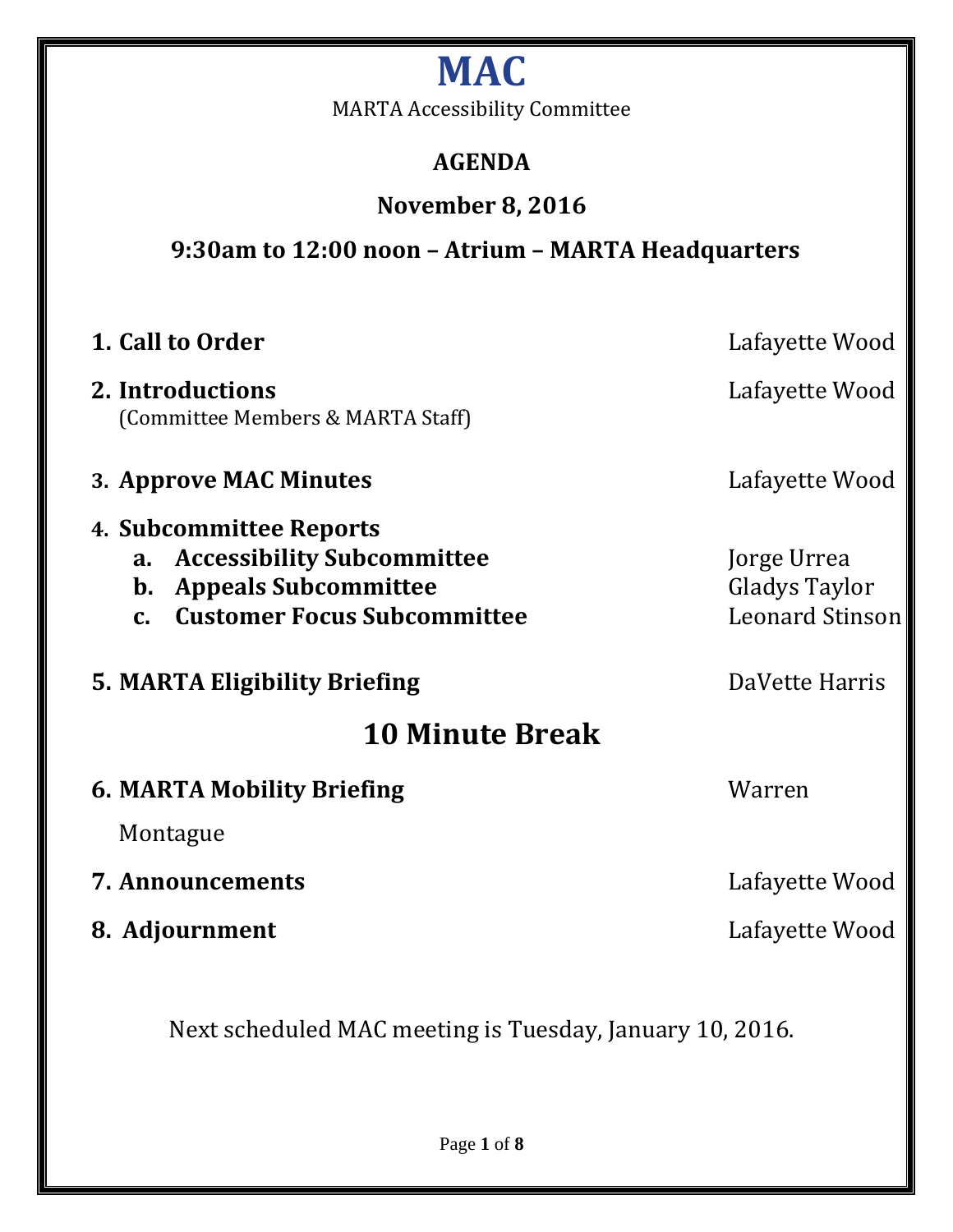# MAC

MARTA Accessibility Committee

## AGENDA

### November 8, 2016

### 9:30am to 12:00 noon – Atrium – MARTA Headquarters

| | |
|---|---|
| **1. Call to Order** | Lafayette Wood |
| **2. Introductions** (Committee Members & MARTA Staff) | Lafayette Wood |
| **3. Approve MAC Minutes** | Lafayette Wood |
| **4. Subcommittee Reports** | |
| **a. Accessibility Subcommittee** | Jorge Urrea |
| **b. Appeals Subcommittee** | Gladys Taylor |
| **c. Customer Focus Subcommittee** | Leonard Stinson |
| **5. MARTA Eligibility Briefing** | DaVette Harris |

## 10 Minute Break

| | |
|---|---|
| **6. MARTA Mobility Briefing** | Warren Montague |
| **7. Announcements** | Lafayette Wood |
| **8. Adjournment** | Lafayette Wood |

Next scheduled MAC meeting is Tuesday, January 10, 2016.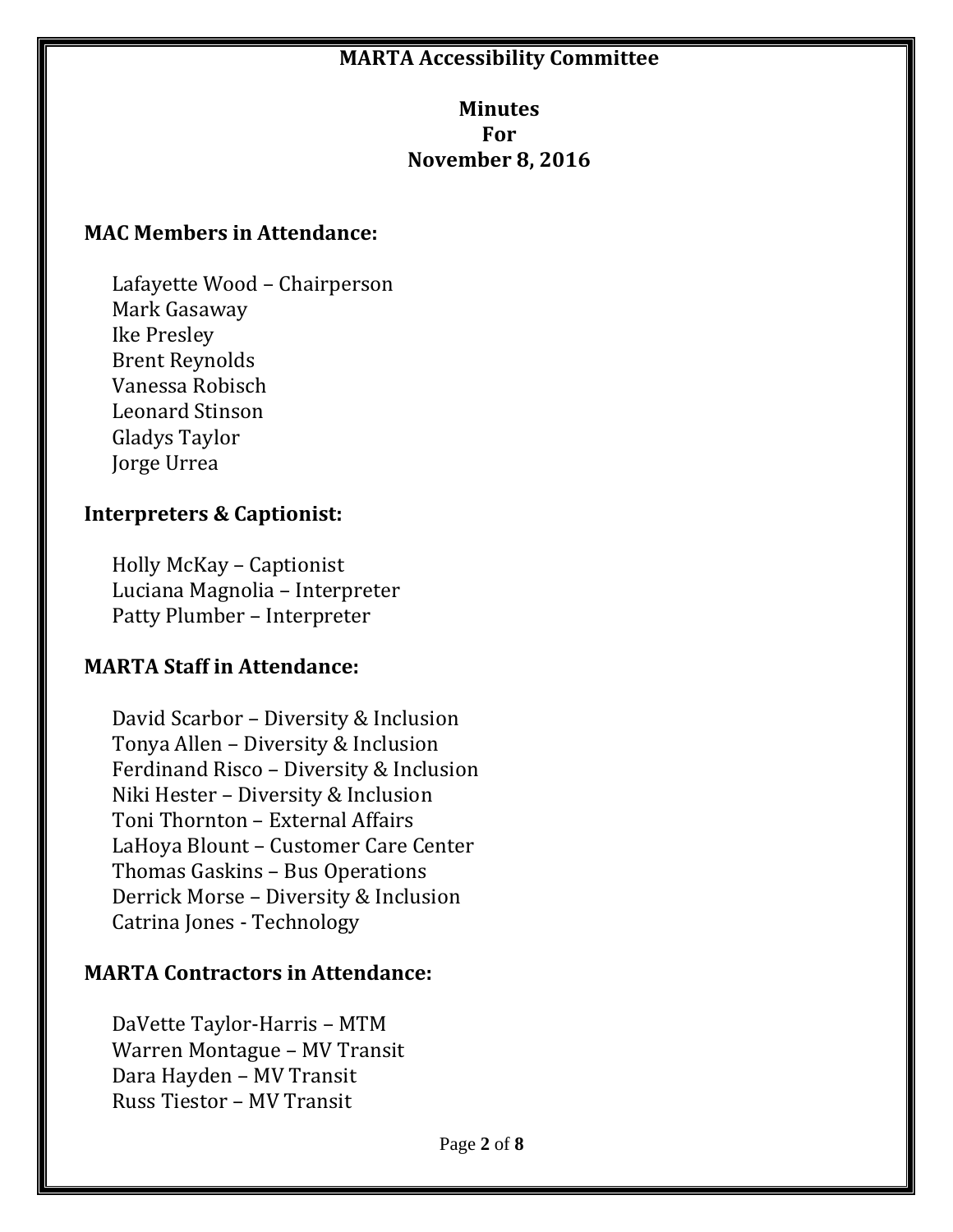**MARTA Accessibility Committee**

**Minutes**
**For**
**November 8, 2016**

## MAC Members in Attendance:

Lafayette Wood – Chairperson
Mark Gasaway
Ike Presley
Brent Reynolds
Vanessa Robisch
Leonard Stinson
Gladys Taylor
Jorge Urrea

## Interpreters & Captionist:

Holly McKay – Captionist
Luciana Magnolia – Interpreter
Patty Plumber – Interpreter

## MARTA Staff in Attendance:

David Scarbor – Diversity & Inclusion
Tonya Allen – Diversity & Inclusion
Ferdinand Risco – Diversity & Inclusion
Niki Hester – Diversity & Inclusion
Toni Thornton – External Affairs
LaHoya Blount – Customer Care Center
Thomas Gaskins – Bus Operations
Derrick Morse – Diversity & Inclusion
Catrina Jones - Technology

## MARTA Contractors in Attendance:

DaVette Taylor-Harris – MTM
Warren Montague – MV Transit
Dara Hayden – MV Transit
Russ Tiestor – MV Transit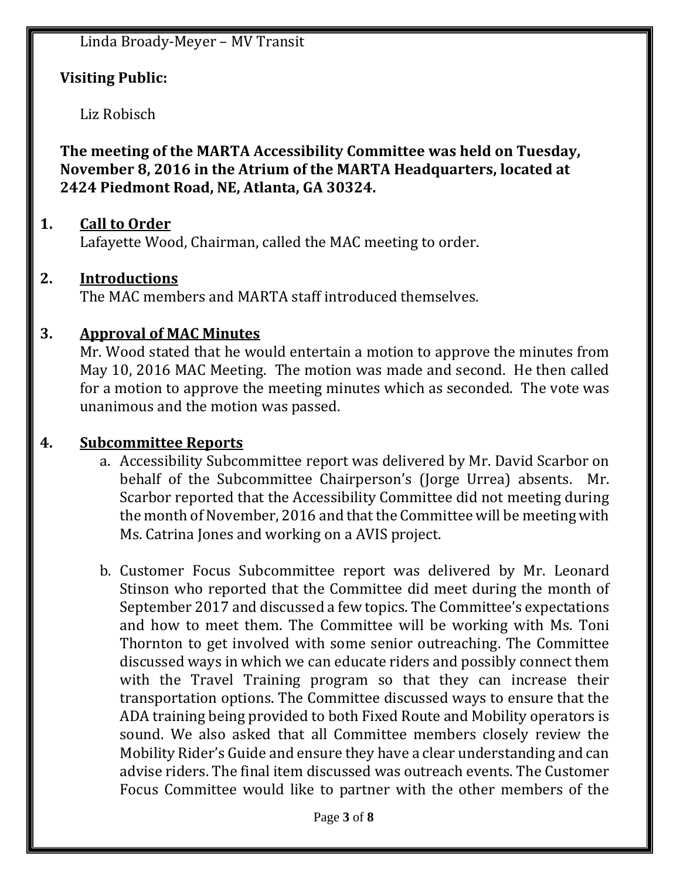Linda Broady-Meyer – MV Transit

**Visiting Public:**

Liz Robisch

**The meeting of the MARTA Accessibility Committee was held on Tuesday, November 8, 2016 in the Atrium of the MARTA Headquarters, located at 2424 Piedmont Road, NE, Atlanta, GA 30324.**

## 1. Call to Order

Lafayette Wood, Chairman, called the MAC meeting to order.

## 2. Introductions

The MAC members and MARTA staff introduced themselves.

## 3. Approval of MAC Minutes

Mr. Wood stated that he would entertain a motion to approve the minutes from May 10, 2016 MAC Meeting. The motion was made and second. He then called for a motion to approve the meeting minutes which as seconded. The vote was unanimous and the motion was passed.

## 4. Subcommittee Reports

a. Accessibility Subcommittee report was delivered by Mr. David Scarbor on behalf of the Subcommittee Chairperson's (Jorge Urrea) absents. Mr. Scarbor reported that the Accessibility Committee did not meeting during the month of November, 2016 and that the Committee will be meeting with Ms. Catrina Jones and working on a AVIS project.

b. Customer Focus Subcommittee report was delivered by Mr. Leonard Stinson who reported that the Committee did meet during the month of September 2017 and discussed a few topics. The Committee's expectations and how to meet them. The Committee will be working with Ms. Toni Thornton to get involved with some senior outreaching. The Committee discussed ways in which we can educate riders and possibly connect them with the Travel Training program so that they can increase their transportation options. The Committee discussed ways to ensure that the ADA training being provided to both Fixed Route and Mobility operators is sound. We also asked that all Committee members closely review the Mobility Rider's Guide and ensure they have a clear understanding and can advise riders. The final item discussed was outreach events. The Customer Focus Committee would like to partner with the other members of the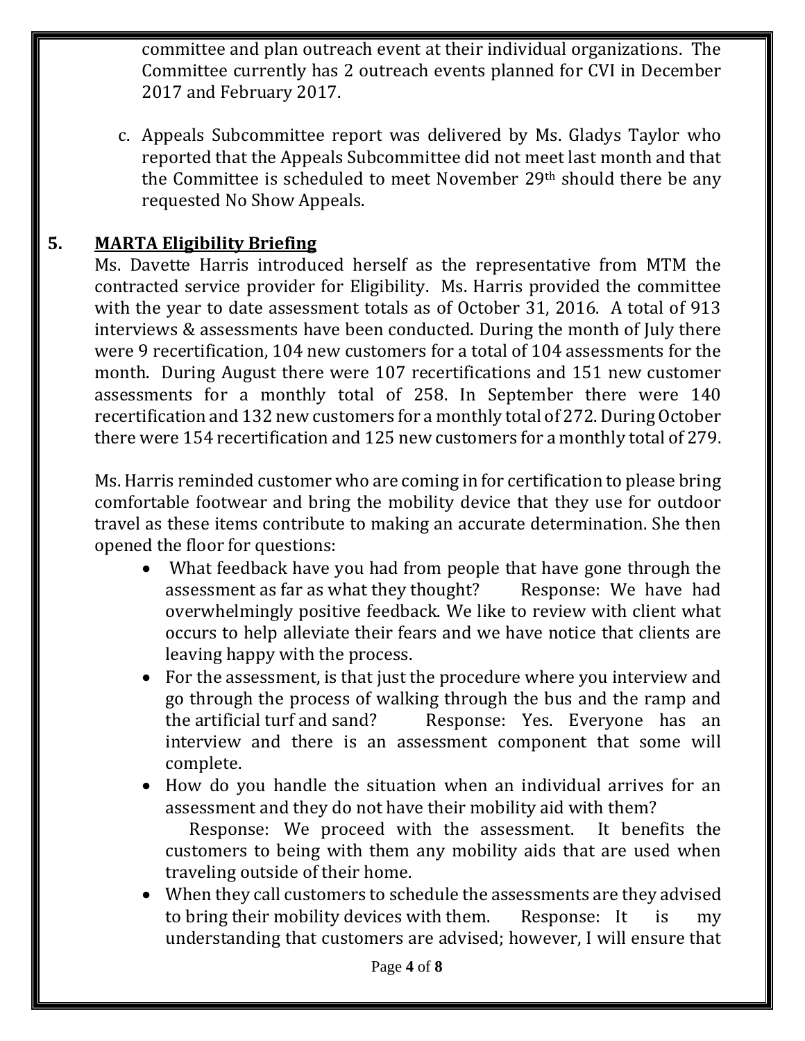committee and plan outreach event at their individual organizations. The Committee currently has 2 outreach events planned for CVI in December 2017 and February 2017.

c. Appeals Subcommittee report was delivered by Ms. Gladys Taylor who reported that the Appeals Subcommittee did not meet last month and that the Committee is scheduled to meet November 29th should there be any requested No Show Appeals.

## 5. MARTA Eligibility Briefing

Ms. Davette Harris introduced herself as the representative from MTM the contracted service provider for Eligibility. Ms. Harris provided the committee with the year to date assessment totals as of October 31, 2016. A total of 913 interviews & assessments have been conducted. During the month of July there were 9 recertification, 104 new customers for a total of 104 assessments for the month. During August there were 107 recertifications and 151 new customer assessments for a monthly total of 258. In September there were 140 recertification and 132 new customers for a monthly total of 272. During October there were 154 recertification and 125 new customers for a monthly total of 279.

Ms. Harris reminded customer who are coming in for certification to please bring comfortable footwear and bring the mobility device that they use for outdoor travel as these items contribute to making an accurate determination. She then opened the floor for questions:

- What feedback have you had from people that have gone through the assessment as far as what they thought? Response: We have had overwhelmingly positive feedback. We like to review with client what occurs to help alleviate their fears and we have notice that clients are leaving happy with the process.
- For the assessment, is that just the procedure where you interview and go through the process of walking through the bus and the ramp and the artificial turf and sand? Response: Yes. Everyone has an interview and there is an assessment component that some will complete.
- How do you handle the situation when an individual arrives for an assessment and they do not have their mobility aid with them? Response: We proceed with the assessment. It benefits the customers to being with them any mobility aids that are used when traveling outside of their home.
- When they call customers to schedule the assessments are they advised to bring their mobility devices with them. Response: It is my understanding that customers are advised; however, I will ensure that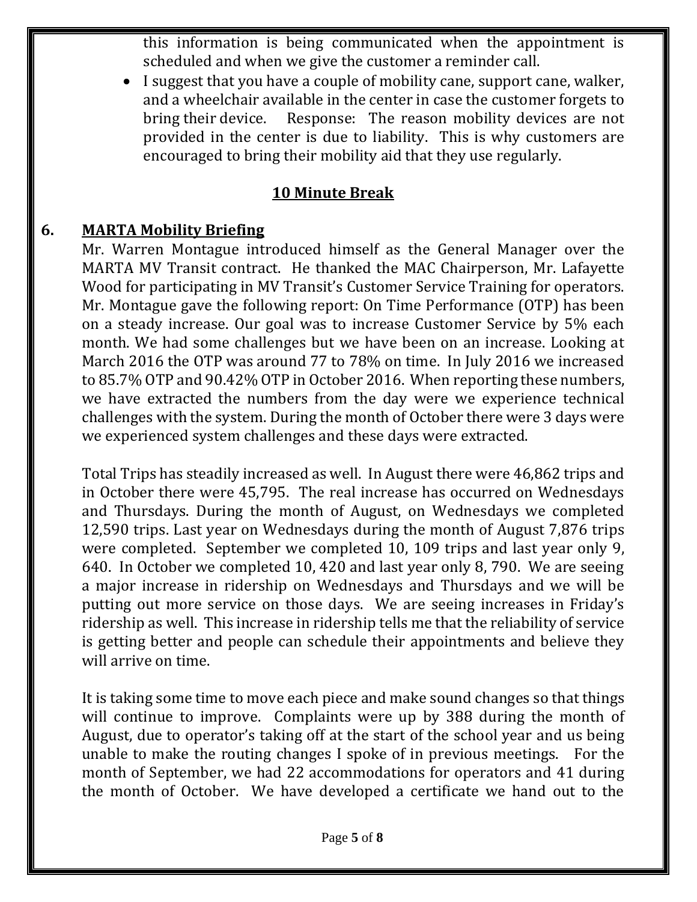this information is being communicated when the appointment is scheduled and when we give the customer a reminder call.

- I suggest that you have a couple of mobility cane, support cane, walker, and a wheelchair available in the center in case the customer forgets to bring their device. Response: The reason mobility devices are not provided in the center is due to liability. This is why customers are encouraged to bring their mobility aid that they use regularly.

**10 Minute Break**

## 6. MARTA Mobility Briefing

Mr. Warren Montague introduced himself as the General Manager over the MARTA MV Transit contract. He thanked the MAC Chairperson, Mr. Lafayette Wood for participating in MV Transit's Customer Service Training for operators. Mr. Montague gave the following report: On Time Performance (OTP) has been on a steady increase. Our goal was to increase Customer Service by 5% each month. We had some challenges but we have been on an increase. Looking at March 2016 the OTP was around 77 to 78% on time. In July 2016 we increased to 85.7% OTP and 90.42% OTP in October 2016. When reporting these numbers, we have extracted the numbers from the day were we experience technical challenges with the system. During the month of October there were 3 days were we experienced system challenges and these days were extracted.

Total Trips has steadily increased as well. In August there were 46,862 trips and in October there were 45,795. The real increase has occurred on Wednesdays and Thursdays. During the month of August, on Wednesdays we completed 12,590 trips. Last year on Wednesdays during the month of August 7,876 trips were completed. September we completed 10, 109 trips and last year only 9, 640. In October we completed 10, 420 and last year only 8, 790. We are seeing a major increase in ridership on Wednesdays and Thursdays and we will be putting out more service on those days. We are seeing increases in Friday's ridership as well. This increase in ridership tells me that the reliability of service is getting better and people can schedule their appointments and believe they will arrive on time.

It is taking some time to move each piece and make sound changes so that things will continue to improve. Complaints were up by 388 during the month of August, due to operator's taking off at the start of the school year and us being unable to make the routing changes I spoke of in previous meetings. For the month of September, we had 22 accommodations for operators and 41 during the month of October. We have developed a certificate we hand out to the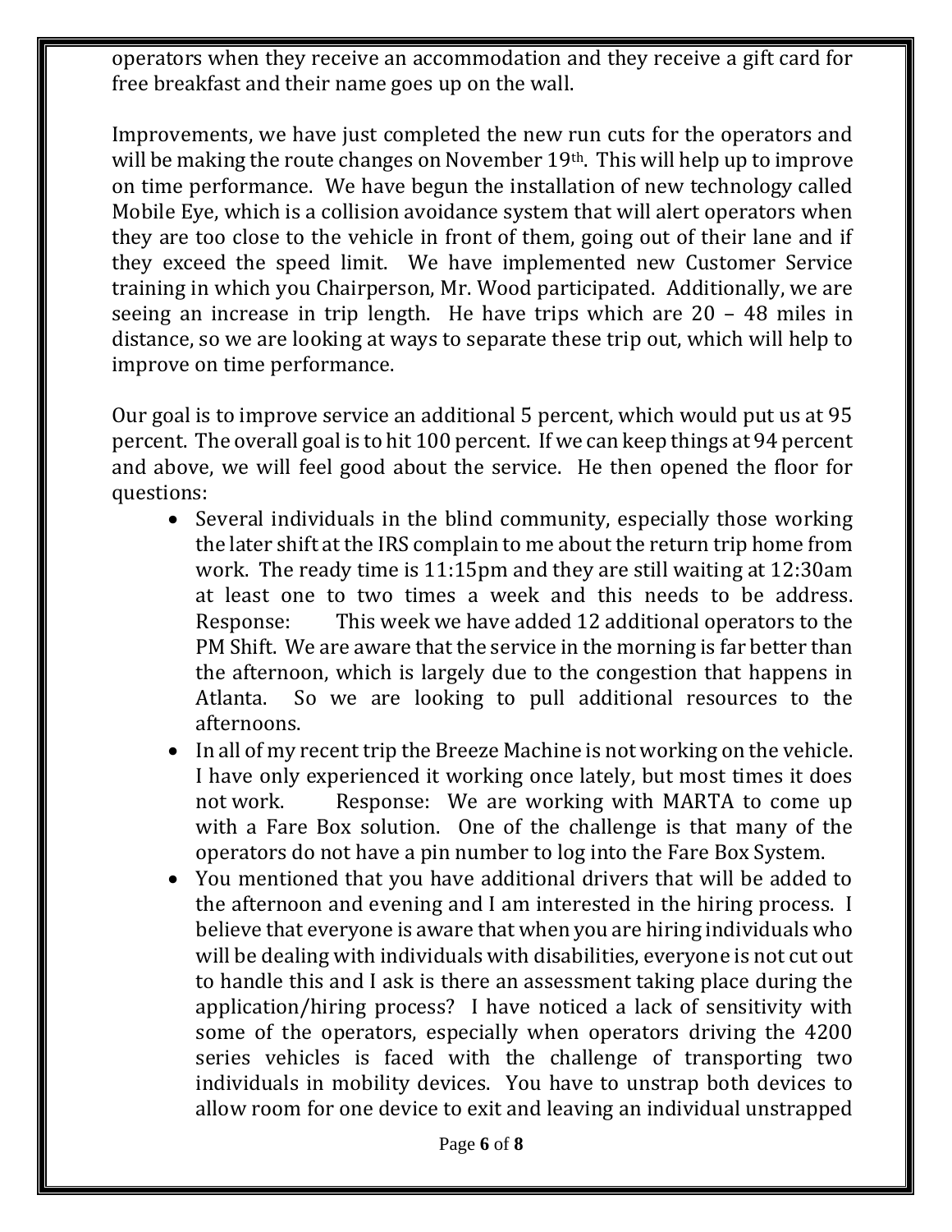operators when they receive an accommodation and they receive a gift card for free breakfast and their name goes up on the wall.

Improvements, we have just completed the new run cuts for the operators and will be making the route changes on November 19th. This will help up to improve on time performance. We have begun the installation of new technology called Mobile Eye, which is a collision avoidance system that will alert operators when they are too close to the vehicle in front of them, going out of their lane and if they exceed the speed limit. We have implemented new Customer Service training in which you Chairperson, Mr. Wood participated. Additionally, we are seeing an increase in trip length. He have trips which are 20 – 48 miles in distance, so we are looking at ways to separate these trip out, which will help to improve on time performance.

Our goal is to improve service an additional 5 percent, which would put us at 95 percent. The overall goal is to hit 100 percent. If we can keep things at 94 percent and above, we will feel good about the service. He then opened the floor for questions:

- Several individuals in the blind community, especially those working the later shift at the IRS complain to me about the return trip home from work. The ready time is 11:15pm and they are still waiting at 12:30am at least one to two times a week and this needs to be address. Response: This week we have added 12 additional operators to the PM Shift. We are aware that the service in the morning is far better than the afternoon, which is largely due to the congestion that happens in Atlanta. So we are looking to pull additional resources to the afternoons.
- In all of my recent trip the Breeze Machine is not working on the vehicle. I have only experienced it working once lately, but most times it does not work. Response: We are working with MARTA to come up with a Fare Box solution. One of the challenge is that many of the operators do not have a pin number to log into the Fare Box System.
- You mentioned that you have additional drivers that will be added to the afternoon and evening and I am interested in the hiring process. I believe that everyone is aware that when you are hiring individuals who will be dealing with individuals with disabilities, everyone is not cut out to handle this and I ask is there an assessment taking place during the application/hiring process? I have noticed a lack of sensitivity with some of the operators, especially when operators driving the 4200 series vehicles is faced with the challenge of transporting two individuals in mobility devices. You have to unstrap both devices to allow room for one device to exit and leaving an individual unstrapped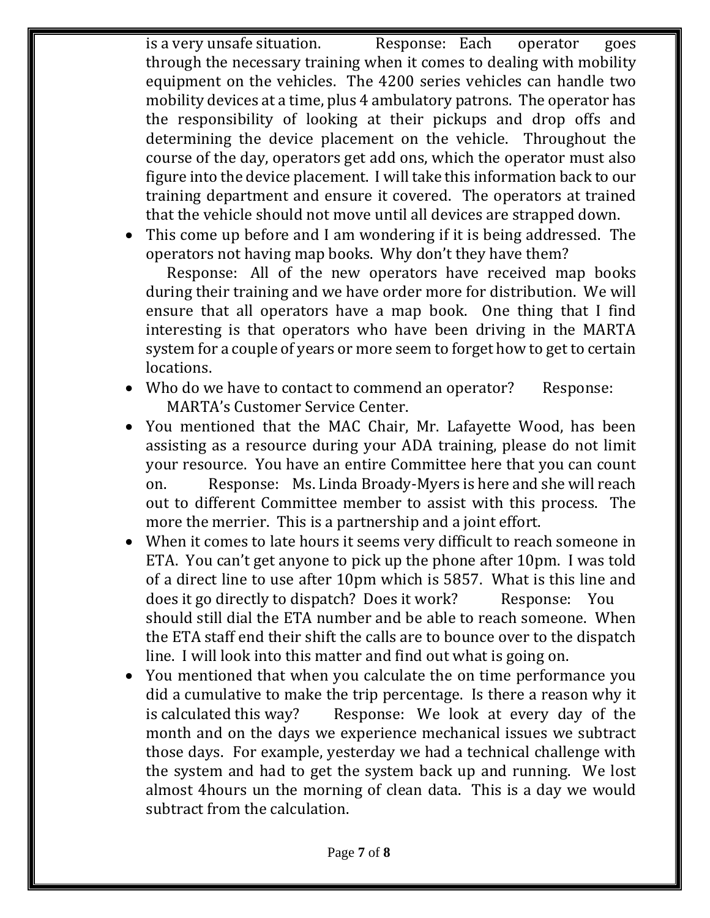is a very unsafe situation. Response: Each operator goes through the necessary training when it comes to dealing with mobility equipment on the vehicles. The 4200 series vehicles can handle two mobility devices at a time, plus 4 ambulatory patrons. The operator has the responsibility of looking at their pickups and drop offs and determining the device placement on the vehicle. Throughout the course of the day, operators get add ons, which the operator must also figure into the device placement. I will take this information back to our training department and ensure it covered. The operators at trained that the vehicle should not move until all devices are strapped down.

- This come up before and I am wondering if it is being addressed. The operators not having map books. Why don't they have them?
  Response: All of the new operators have received map books during their training and we have order more for distribution. We will ensure that all operators have a map book. One thing that I find interesting is that operators who have been driving in the MARTA system for a couple of years or more seem to forget how to get to certain locations.
- Who do we have to contact to commend an operator? Response: MARTA's Customer Service Center.
- You mentioned that the MAC Chair, Mr. Lafayette Wood, has been assisting as a resource during your ADA training, please do not limit your resource. You have an entire Committee here that you can count on. Response: Ms. Linda Broady-Myers is here and she will reach out to different Committee member to assist with this process. The more the merrier. This is a partnership and a joint effort.
- When it comes to late hours it seems very difficult to reach someone in ETA. You can't get anyone to pick up the phone after 10pm. I was told of a direct line to use after 10pm which is 5857. What is this line and does it go directly to dispatch? Does it work? Response: You should still dial the ETA number and be able to reach someone. When the ETA staff end their shift the calls are to bounce over to the dispatch line. I will look into this matter and find out what is going on.
- You mentioned that when you calculate the on time performance you did a cumulative to make the trip percentage. Is there a reason why it is calculated this way? Response: We look at every day of the month and on the days we experience mechanical issues we subtract those days. For example, yesterday we had a technical challenge with the system and had to get the system back up and running. We lost almost 4hours un the morning of clean data. This is a day we would subtract from the calculation.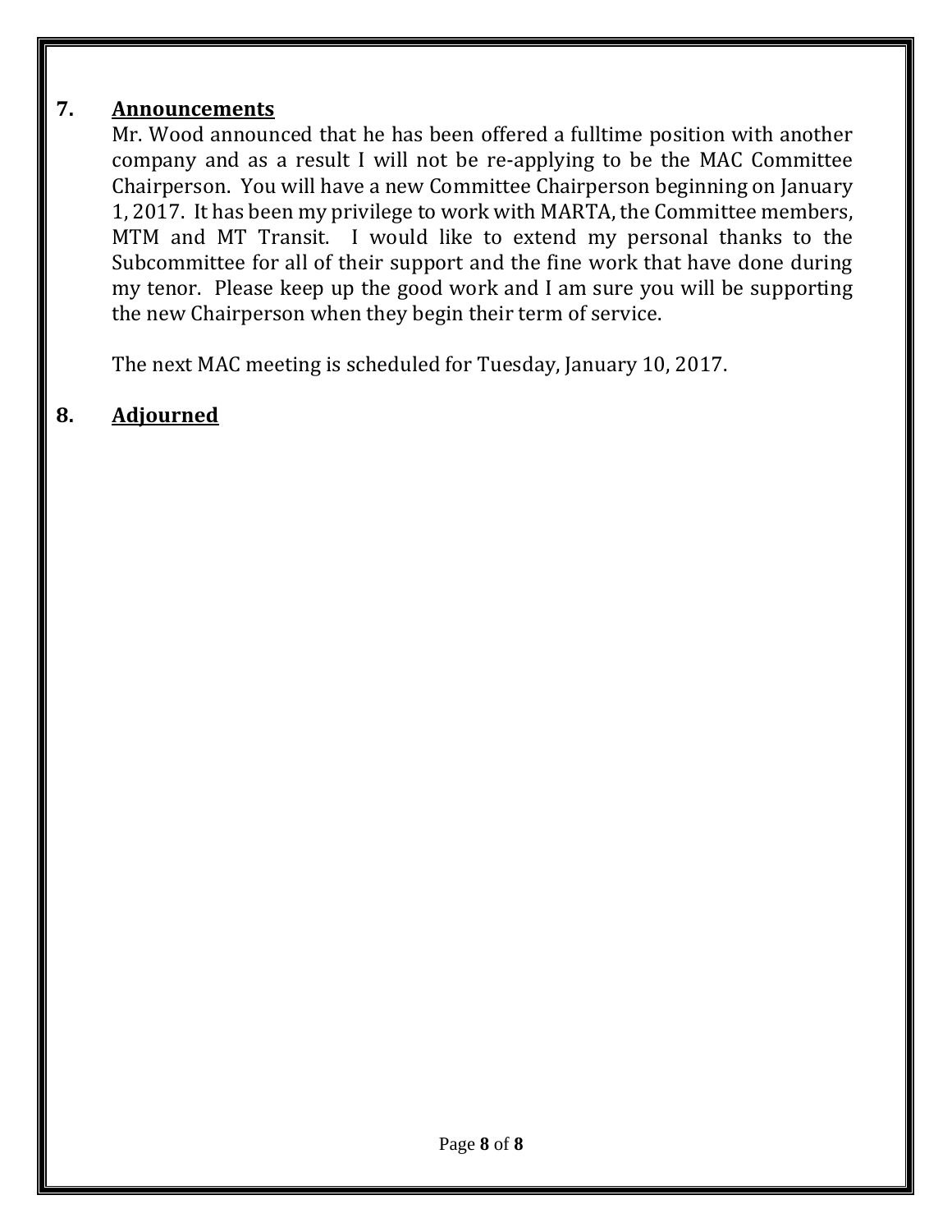## 7. Announcements

Mr. Wood announced that he has been offered a fulltime position with another company and as a result I will not be re-applying to be the MAC Committee Chairperson. You will have a new Committee Chairperson beginning on January 1, 2017. It has been my privilege to work with MARTA, the Committee members, MTM and MT Transit. I would like to extend my personal thanks to the Subcommittee for all of their support and the fine work that have done during my tenor. Please keep up the good work and I am sure you will be supporting the new Chairperson when they begin their term of service.

The next MAC meeting is scheduled for Tuesday, January 10, 2017.

## 8. Adjourned